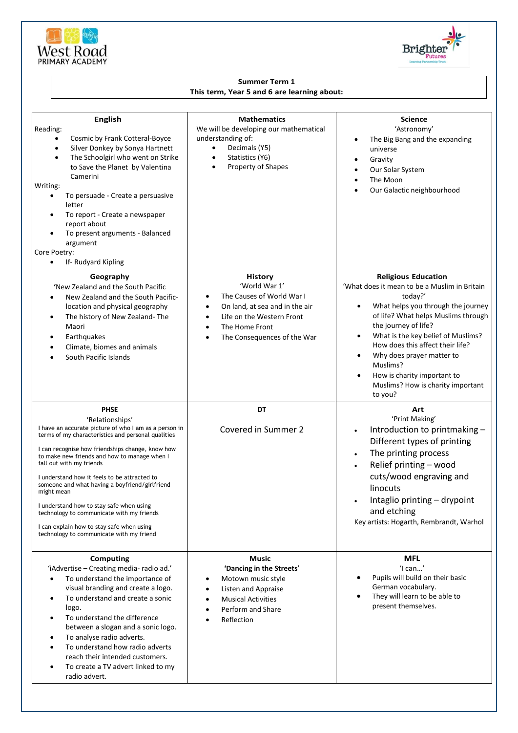West Road PRIMARY ACADEMY

Brighter Futures Learning Partnership Trust

**Summer Term 1**
**This term, Year 5 and 6 are learning about:**

## English

Reading:

- Cosmic by Frank Cotteral-Boyce
- Silver Donkey by Sonya Hartnett
- The Schoolgirl who went on Strike to Save the Planet by Valentina Camerini

Writing:

- To persuade - Create a persuasive letter
- To report - Create a newspaper report about
- To present arguments - Balanced argument

Core Poetry:

- If- Rudyard Kipling

## Mathematics

We will be developing our mathematical understanding of:

- Decimals (Y5)
- Statistics (Y6)
- Property of Shapes

## Science

'Astronomy'

- The Big Bang and the expanding universe
- Gravity
- Our Solar System
- The Moon
- Our Galactic neighbourhood

## Geography

'New Zealand and the South Pacific

- New Zealand and the South Pacific- location and physical geography
- The history of New Zealand- The Maori
- Earthquakes
- Climate, biomes and animals
- South Pacific Islands

## History

'World War 1'

- The Causes of World War I
- On land, at sea and in the air
- Life on the Western Front
- The Home Front
- The Consequences of the War

## Religious Education

'What does it mean to be a Muslim in Britain today?'

- What helps you through the journey of life? What helps Muslims through the journey of life?
- What is the key belief of Muslims? How does this affect their life?
- Why does prayer matter to Muslims?
- How is charity important to Muslims? How is charity important to you?

## PHSE

'Relationships'

I have an accurate picture of who I am as a person in terms of my characteristics and personal qualities

I can recognise how friendships change, know how to make new friends and how to manage when I fall out with my friends

I understand how it feels to be attracted to someone and what having a boyfriend/girlfriend might mean

I understand how to stay safe when using technology to communicate with my friends

I can explain how to stay safe when using technology to communicate with my friend

## DT

Covered in Summer 2

## Art

'Print Making'

- Introduction to printmaking – Different types of printing
- The printing process
- Relief printing – wood cuts/wood engraving and linocuts
- Intaglio printing – drypoint and etching

Key artists: Hogarth, Rembrandt, Warhol

## Computing

'iAdvertise – Creating media- radio ad.'

- To understand the importance of visual branding and create a logo.
- To understand and create a sonic logo.
- To understand the difference between a slogan and a sonic logo.
- To analyse radio adverts.
- To understand how radio adverts reach their intended customers.
- To create a TV advert linked to my radio advert.

## Music

**'Dancing in the Streets'**

- Motown music style
- Listen and Appraise
- Musical Activities
- Perform and Share
- Reflection

## MFL

'I can…'

- Pupils will build on their basic German vocabulary.
- They will learn to be able to present themselves.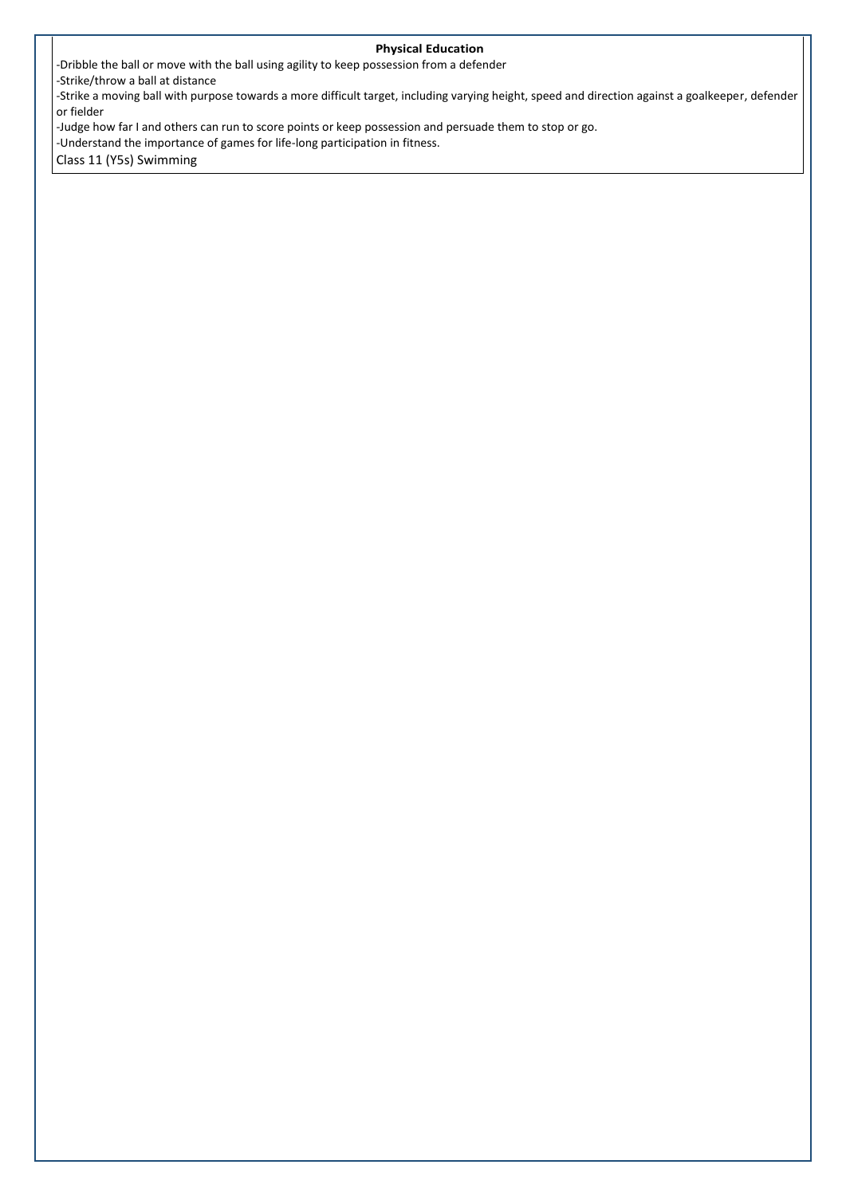**Physical Education**

-Dribble the ball or move with the ball using agility to keep possession from a defender

-Strike/throw a ball at distance

-Strike a moving ball with purpose towards a more difficult target, including varying height, speed and direction against a goalkeeper, defender or fielder

-Judge how far I and others can run to score points or keep possession and persuade them to stop or go.

-Understand the importance of games for life-long participation in fitness.

Class 11 (Y5s) Swimming